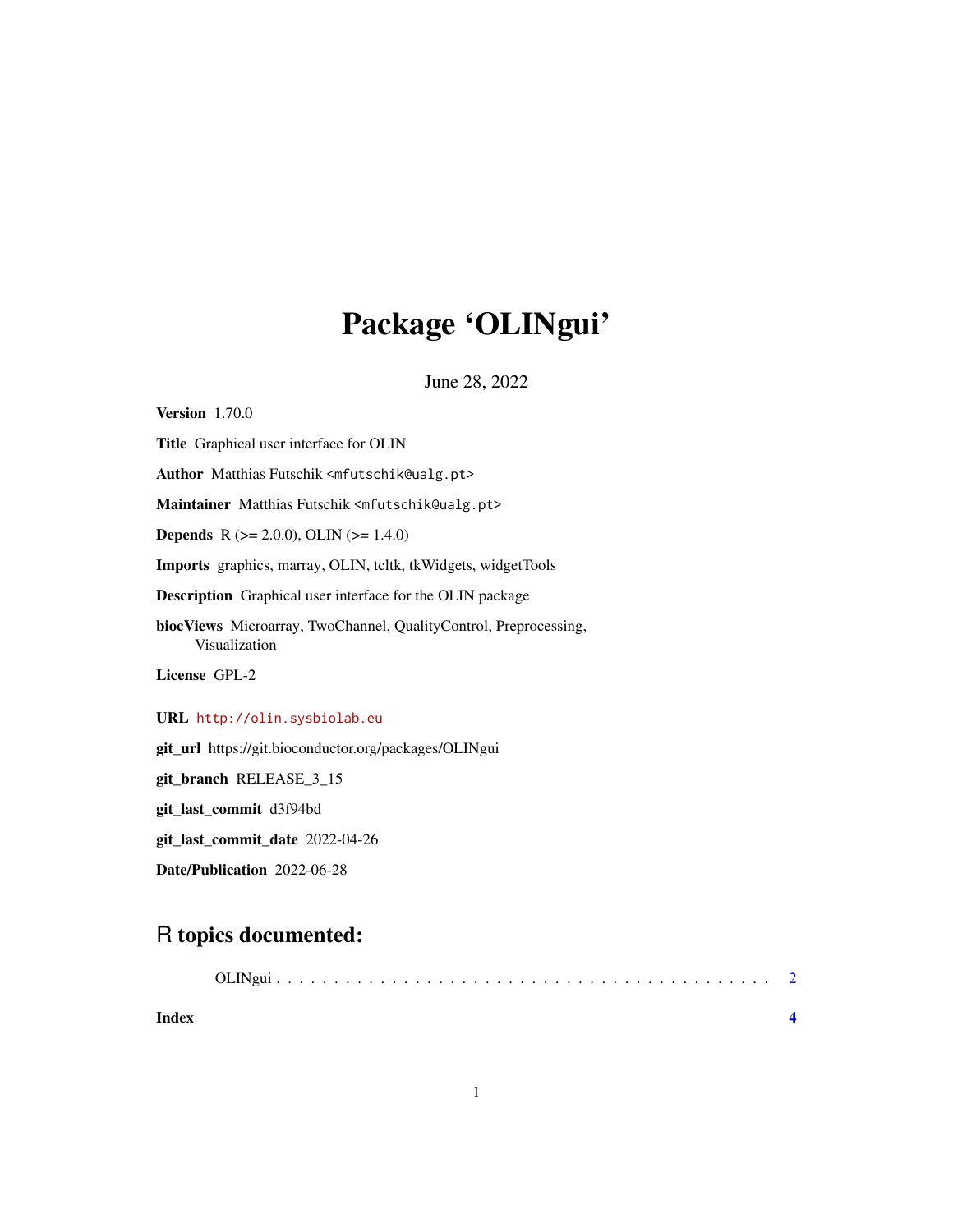# Package 'OLINgui'

June 28, 2022

**Version** 1.70.0

**Title** Graphical user interface for OLIN

**Author** Matthias Futschik <mfutschik@ualg.pt>

**Maintainer** Matthias Futschik <mfutschik@ualg.pt>

**Depends** R (>= 2.0.0), OLIN (>= 1.4.0)

**Imports** graphics, marray, OLIN, tcltk, tkWidgets, widgetTools

**Description** Graphical user interface for the OLIN package

**biocViews** Microarray, TwoChannel, QualityControl, Preprocessing, Visualization

**License** GPL-2

**URL** http://olin.sysbiolab.eu

**git_url** https://git.bioconductor.org/packages/OLINgui

**git_branch** RELEASE_3_15

**git_last_commit** d3f94bd

**git_last_commit_date** 2022-04-26

**Date/Publication** 2022-06-28

## R topics documented:

OLINgui . . . . . . . . . . . . . . . . . . . . . . . . . . . . . . . . . . . . . . . . . . 2

**Index** **4**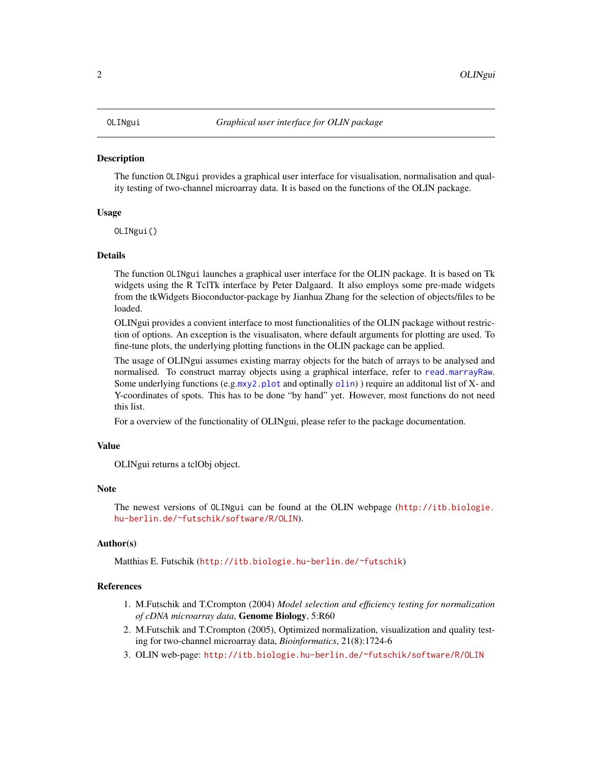# OLINgui — Graphical user interface for OLIN package

## Description

The function `OLINgui` provides a graphical user interface for visualisation, normalisation and quality testing of two-channel microarray data. It is based on the functions of the OLIN package.

## Usage

```
OLINgui()
```

## Details

The function `OLINgui` launches a graphical user interface for the OLIN package. It is based on Tk widgets using the R TclTk interface by Peter Dalgaard. It also employs some pre-made widgets from the tkWidgets Bioconductor-package by Jianhua Zhang for the selection of objects/files to be loaded.

OLINgui provides a convient interface to most functionalities of the OLIN package without restriction of options. An exception is the visualisaton, where default arguments for plotting are used. To fine-tune plots, the underlying plotting functions in the OLIN package can be applied.

The usage of OLINgui assumes existing marray objects for the batch of arrays to be analysed and normalised. To construct marray objects using a graphical interface, refer to `read.marrayRaw`. Some underlying functions (e.g.`mxy2.plot` and optinally `olin`) ) require an additonal list of X- and Y-coordinates of spots. This has to be done "by hand" yet. However, most functions do not need this list.

For a overview of the functionality of OLINgui, please refer to the package documentation.

## Value

OLINgui returns a tclObj object.

## Note

The newest versions of `OLINgui` can be found at the OLIN webpage (http://itb.biologie.hu-berlin.de/~futschik/software/R/OLIN).

## Author(s)

Matthias E. Futschik (http://itb.biologie.hu-berlin.de/~futschik)

## References

1. M.Futschik and T.Crompton (2004) *Model selection and efficiency testing for normalization of cDNA microarray data*, **Genome Biology**, 5:R60
2. M.Futschik and T.Crompton (2005), Optimized normalization, visualization and quality testing for two-channel microarray data, *Bioinformatics*, 21(8):1724-6
3. OLIN web-page: http://itb.biologie.hu-berlin.de/~futschik/software/R/OLIN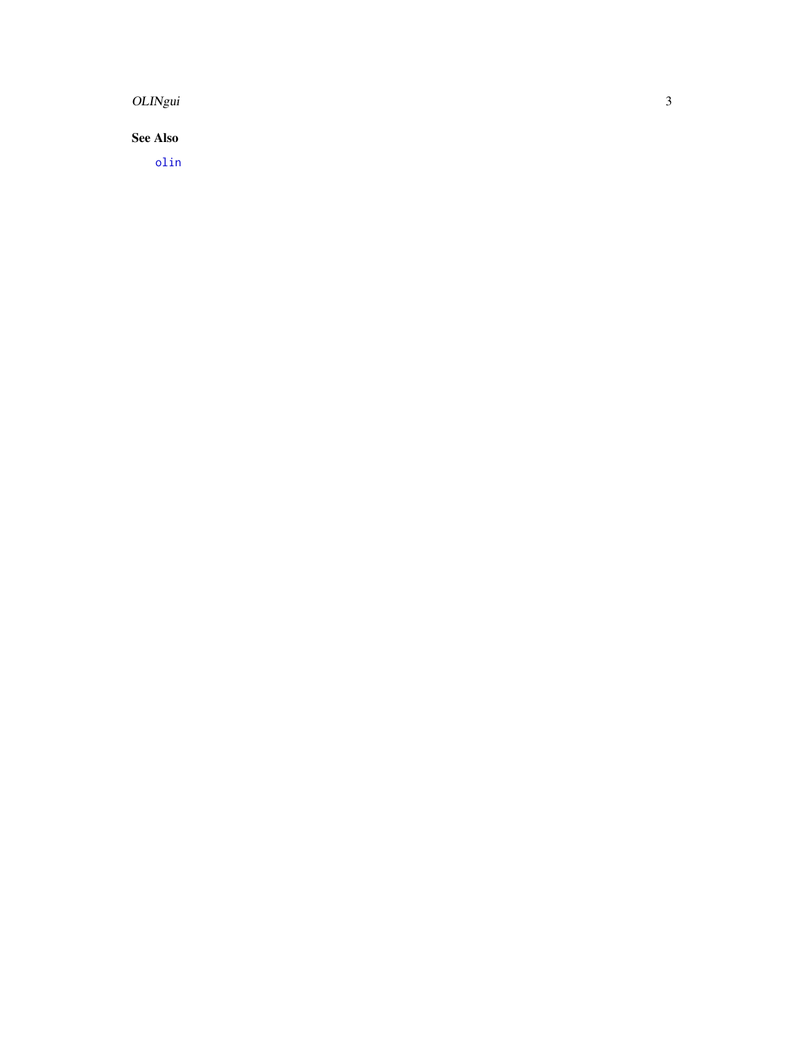### See Also

`olin`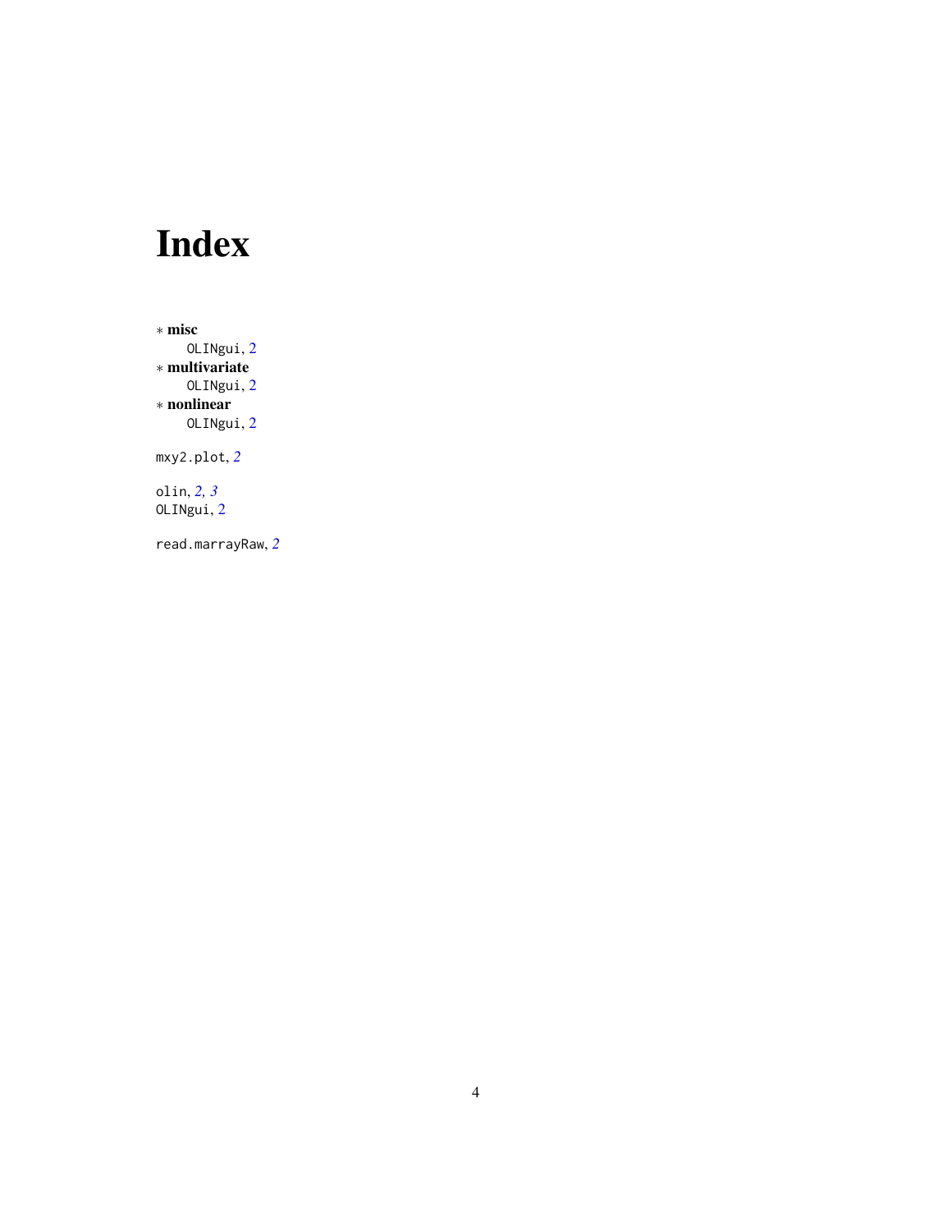# Index

∗ **misc**
    OLINgui, 2
∗ **multivariate**
    OLINgui, 2
∗ **nonlinear**
    OLINgui, 2

mxy2.plot, *2*

olin, *2, 3*
OLINgui, 2

read.marrayRaw, *2*